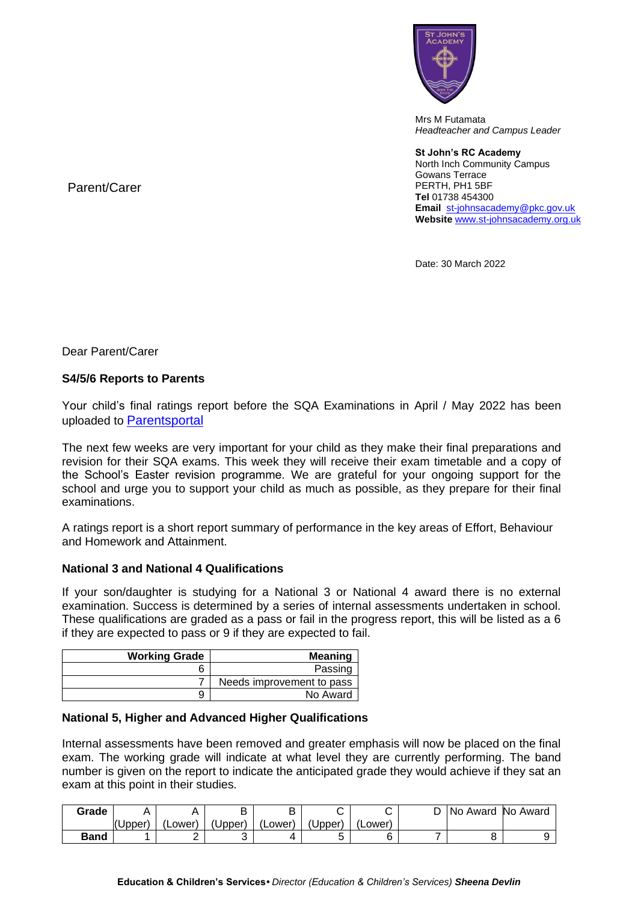Mrs M Futamata
*Headteacher and Campus Leader*

**St John's RC Academy**
North Inch Community Campus
Gowans Terrace
PERTH, PH1 5BF
**Tel** 01738 454300
**Email** st-johnsacademy@pkc.gov.uk
**Website** www.st-johnsacademy.org.uk

Parent/Carer

Date: 30 March 2022

Dear Parent/Carer

**S4/5/6 Reports to Parents**

Your child's final ratings report before the SQA Examinations in April / May 2022 has been uploaded to Parentsportal

The next few weeks are very important for your child as they make their final preparations and revision for their SQA exams. This week they will receive their exam timetable and a copy of the School's Easter revision programme. We are grateful for your ongoing support for the school and urge you to support your child as much as possible, as they prepare for their final examinations.

A ratings report is a short report summary of performance in the key areas of Effort, Behaviour and Homework and Attainment.

**National 3 and National 4 Qualifications**

If your son/daughter is studying for a National 3 or National 4 award there is no external examination. Success is determined by a series of internal assessments undertaken in school. These qualifications are graded as a pass or fail in the progress report, this will be listed as a 6 if they are expected to pass or 9 if they are expected to fail.

| Working Grade | Meaning |
|---:|---:|
| 6 | Passing |
| 7 | Needs improvement to pass |
| 9 | No Award |

**National 5, Higher and Advanced Higher Qualifications**

Internal assessments have been removed and greater emphasis will now be placed on the final exam. The working grade will indicate at what level they are currently performing. The band number is given on the report to indicate the anticipated grade they would achieve if they sat an exam at this point in their studies.

| Grade | A (Upper) | A (Lower) | B (Upper) | B (Lower) | C (Upper) | C (Lower) | D | No Award | No Award |
|---|---:|---:|---:|---:|---:|---:|---:|---:|---:|
| **Band** | 1 | 2 | 3 | 4 | 5 | 6 | 7 | 8 | 9 |

**Education & Children's Services•** *Director (Education & Children's Services)* ***Sheena Devlin***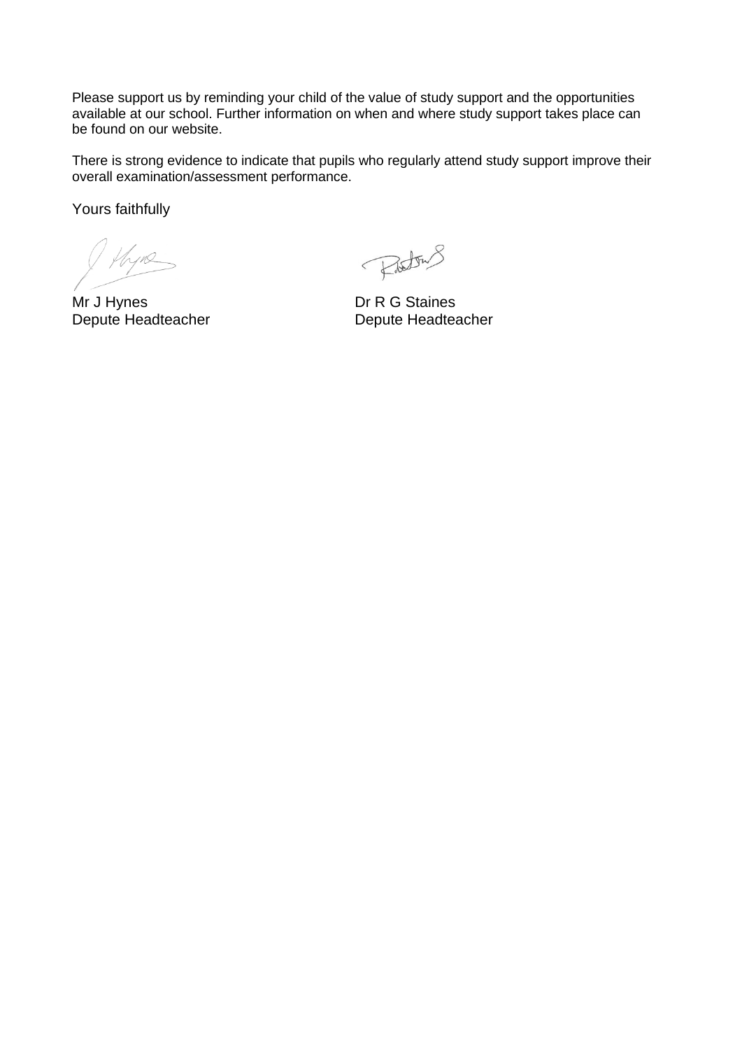Please support us by reminding your child of the value of study support and the opportunities available at our school. Further information on when and where study support takes place can be found on our website.

There is strong evidence to indicate that pupils who regularly attend study support improve their overall examination/assessment performance.

Yours faithfully

| | |
|---|---|
| Mr J Hynes | Dr R G Staines |
| Depute Headteacher | Depute Headteacher |